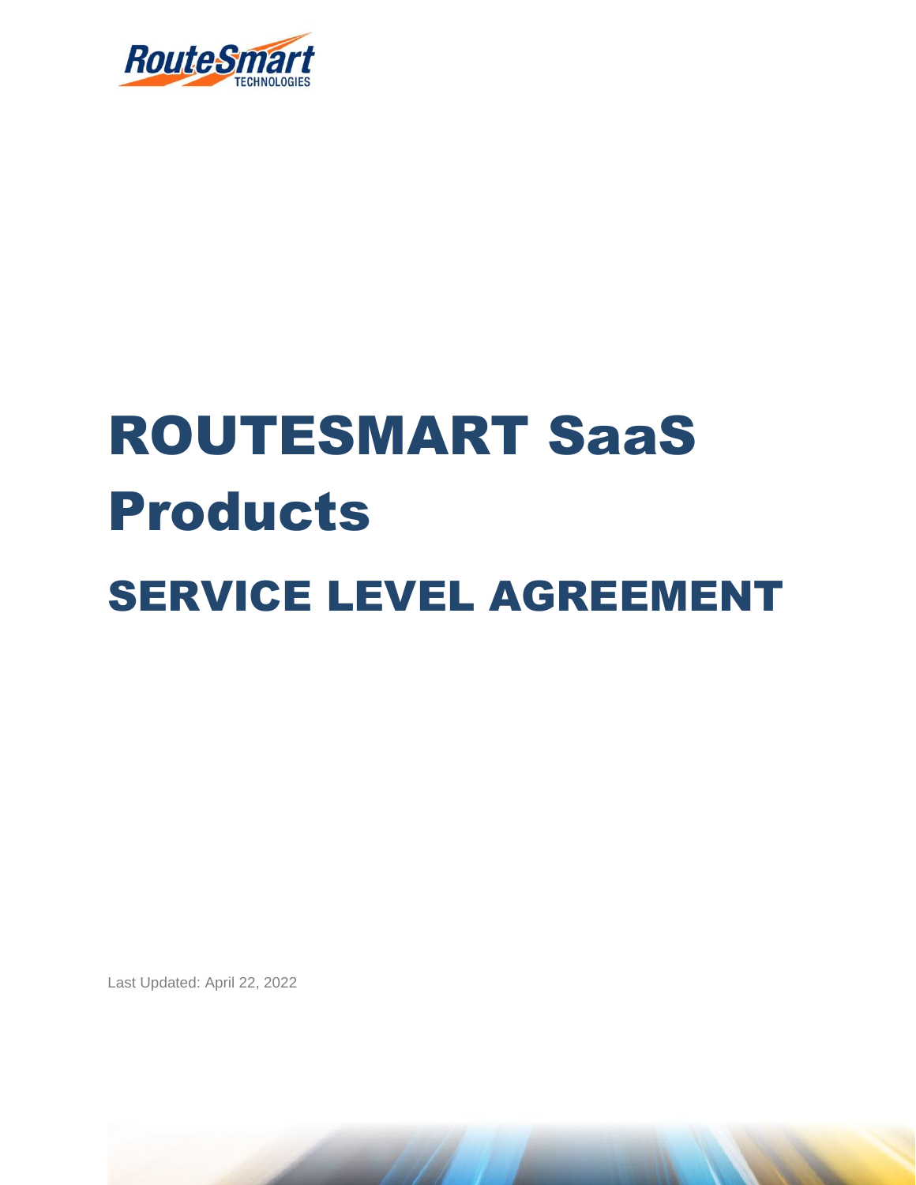# ROUTESMART SaaS Products

## SERVICE LEVEL AGREEMENT

Last Updated: April 22, 2022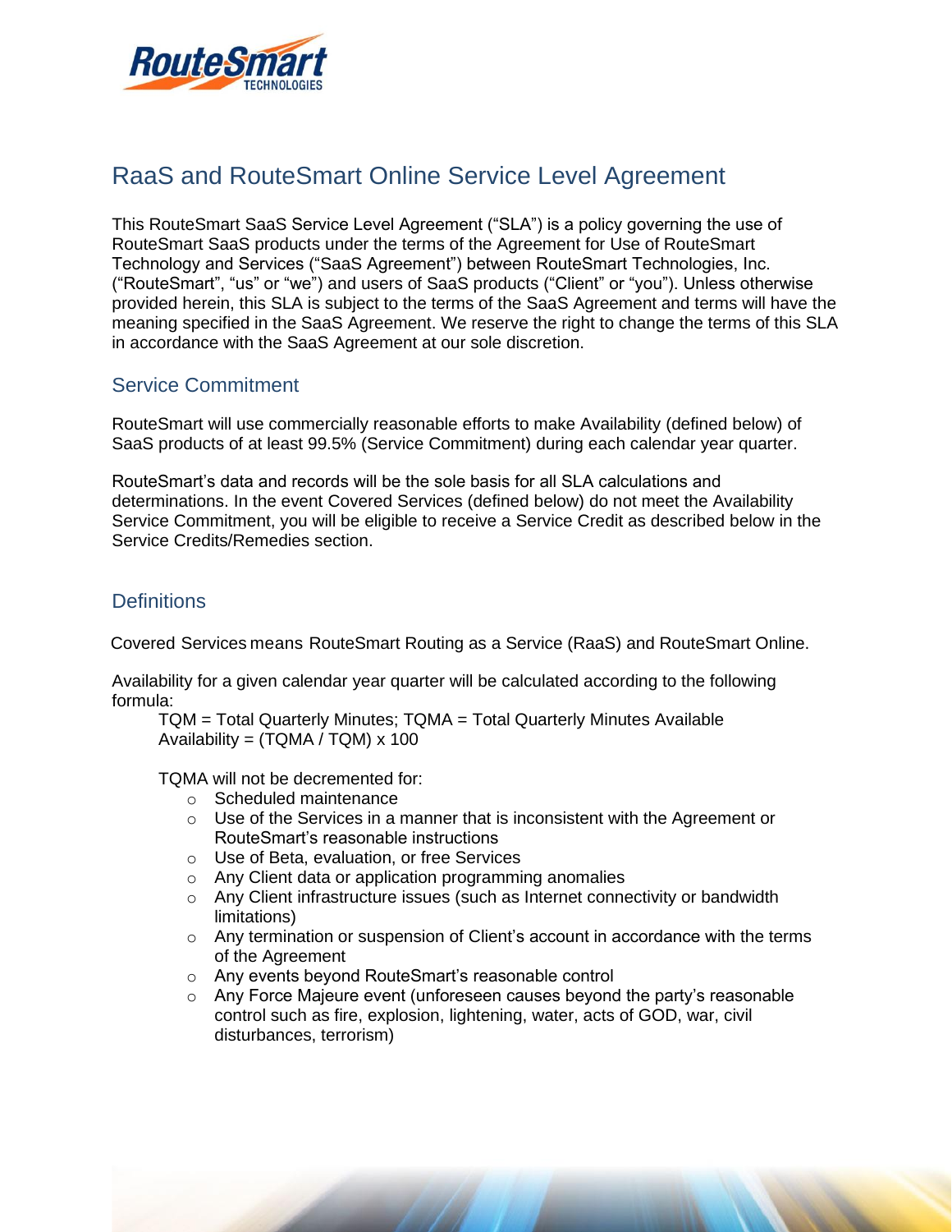# RaaS and RouteSmart Online Service Level Agreement

This RouteSmart SaaS Service Level Agreement ("SLA") is a policy governing the use of RouteSmart SaaS products under the terms of the Agreement for Use of RouteSmart Technology and Services ("SaaS Agreement") between RouteSmart Technologies, Inc. ("RouteSmart", "us" or "we") and users of SaaS products ("Client" or "you"). Unless otherwise provided herein, this SLA is subject to the terms of the SaaS Agreement and terms will have the meaning specified in the SaaS Agreement. We reserve the right to change the terms of this SLA in accordance with the SaaS Agreement at our sole discretion.

## Service Commitment

RouteSmart will use commercially reasonable efforts to make Availability (defined below) of SaaS products of at least 99.5% (Service Commitment) during each calendar year quarter.

RouteSmart's data and records will be the sole basis for all SLA calculations and determinations. In the event Covered Services (defined below) do not meet the Availability Service Commitment, you will be eligible to receive a Service Credit as described below in the Service Credits/Remedies section.

## Definitions

Covered Services means RouteSmart Routing as a Service (RaaS) and RouteSmart Online.

Availability for a given calendar year quarter will be calculated according to the following formula:

TQM = Total Quarterly Minutes; TQMA = Total Quarterly Minutes Available
Availability = (TQMA / TQM) x 100

TQMA will not be decremented for:

- Scheduled maintenance
- Use of the Services in a manner that is inconsistent with the Agreement or RouteSmart's reasonable instructions
- Use of Beta, evaluation, or free Services
- Any Client data or application programming anomalies
- Any Client infrastructure issues (such as Internet connectivity or bandwidth limitations)
- Any termination or suspension of Client's account in accordance with the terms of the Agreement
- Any events beyond RouteSmart's reasonable control
- Any Force Majeure event (unforeseen causes beyond the party's reasonable control such as fire, explosion, lightening, water, acts of GOD, war, civil disturbances, terrorism)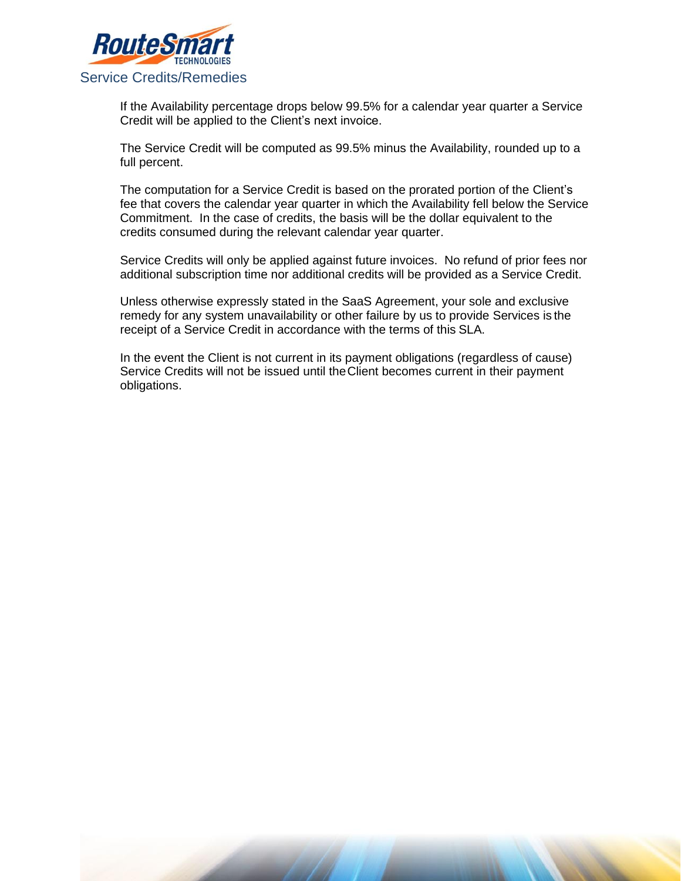## Service Credits/Remedies

If the Availability percentage drops below 99.5% for a calendar year quarter a Service Credit will be applied to the Client's next invoice.

The Service Credit will be computed as 99.5% minus the Availability, rounded up to a full percent.

The computation for a Service Credit is based on the prorated portion of the Client's fee that covers the calendar year quarter in which the Availability fell below the Service Commitment. In the case of credits, the basis will be the dollar equivalent to the credits consumed during the relevant calendar year quarter.

Service Credits will only be applied against future invoices. No refund of prior fees nor additional subscription time nor additional credits will be provided as a Service Credit.

Unless otherwise expressly stated in the SaaS Agreement, your sole and exclusive remedy for any system unavailability or other failure by us to provide Services is the receipt of a Service Credit in accordance with the terms of this SLA.

In the event the Client is not current in its payment obligations (regardless of cause) Service Credits will not be issued until the Client becomes current in their payment obligations.